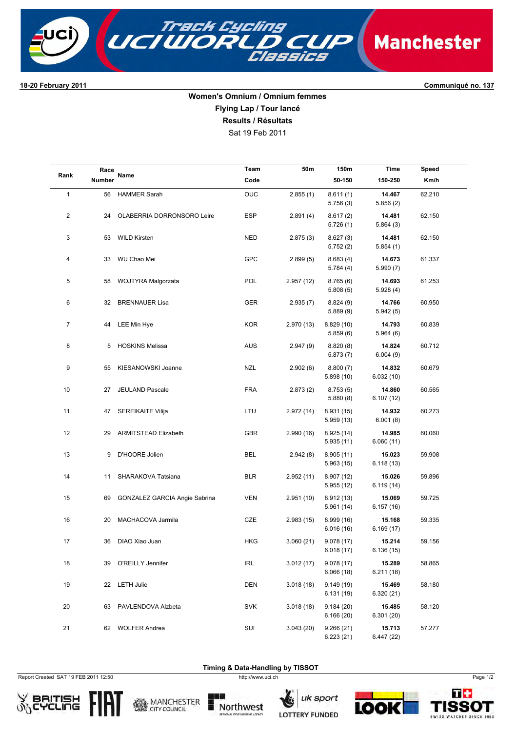**18-20 February 2011** **Communiqué no. 137**

## Women's Omnium / Omnium femmes

### Flying Lap / Tour lancé

### Results / Résultats

Sat 19 Feb 2011

| Rank | Race Number | Name | Team Code | 50m | 150m 50-150 | Time 150-250 | Speed Km/h |
|---|---|---|---|---|---|---|---|
| 1 | 56 | HAMMER Sarah | OUC | 2.855 (1) | 8.611 (1) 5.756 (3) | **14.467** 5.856 (2) | 62.210 |
| 2 | 24 | OLABERRIA DORRONSORO Leire | ESP | 2.891 (4) | 8.617 (2) 5.726 (1) | **14.481** 5.864 (3) | 62.150 |
| 3 | 53 | WILD Kirsten | NED | 2.875 (3) | 8.627 (3) 5.752 (2) | **14.481** 5.854 (1) | 62.150 |
| 4 | 33 | WU Chao Mei | GPC | 2.899 (5) | 8.683 (4) 5.784 (4) | **14.673** 5.990 (7) | 61.337 |
| 5 | 58 | WOJTYRA Malgorzata | POL | 2.957 (12) | 8.765 (6) 5.808 (5) | **14.693** 5.928 (4) | 61.253 |
| 6 | 32 | BRENNAUER Lisa | GER | 2.935 (7) | 8.824 (9) 5.889 (9) | **14.766** 5.942 (5) | 60.950 |
| 7 | 44 | LEE Min Hye | KOR | 2.970 (13) | 8.829 (10) 5.859 (6) | **14.793** 5.964 (6) | 60.839 |
| 8 | 5 | HOSKINS Melissa | AUS | 2.947 (9) | 8.820 (8) 5.873 (7) | **14.824** 6.004 (9) | 60.712 |
| 9 | 55 | KIESANOWSKI Joanne | NZL | 2.902 (6) | 8.800 (7) 5.898 (10) | **14.832** 6.032 (10) | 60.679 |
| 10 | 27 | JEULAND Pascale | FRA | 2.873 (2) | 8.753 (5) 5.880 (8) | **14.860** 6.107 (12) | 60.565 |
| 11 | 47 | SEREIKAITE Vilija | LTU | 2.972 (14) | 8.931 (15) 5.959 (13) | **14.932** 6.001 (8) | 60.273 |
| 12 | 29 | ARMITSTEAD Elizabeth | GBR | 2.990 (16) | 8.925 (14) 5.935 (11) | **14.985** 6.060 (11) | 60.060 |
| 13 | 9 | D'HOORE Jolien | BEL | 2.942 (8) | 8.905 (11) 5.963 (15) | **15.023** 6.118 (13) | 59.908 |
| 14 | 11 | SHARAKOVA Tatsiana | BLR | 2.952 (11) | 8.907 (12) 5.955 (12) | **15.026** 6.119 (14) | 59.896 |
| 15 | 69 | GONZALEZ GARCIA Angie Sabrina | VEN | 2.951 (10) | 8.912 (13) 5.961 (14) | **15.069** 6.157 (16) | 59.725 |
| 16 | 20 | MACHACOVA Jarmila | CZE | 2.983 (15) | 8.999 (16) 6.016 (16) | **15.168** 6.169 (17) | 59.335 |
| 17 | 36 | DIAO Xiao Juan | HKG | 3.060 (21) | 9.078 (17) 6.018 (17) | **15.214** 6.136 (15) | 59.156 |
| 18 | 39 | O'REILLY Jennifer | IRL | 3.012 (17) | 9.078 (17) 6.066 (18) | **15.289** 6.211 (18) | 58.865 |
| 19 | 22 | LETH Julie | DEN | 3.018 (18) | 9.149 (19) 6.131 (19) | **15.469** 6.320 (21) | 58.180 |
| 20 | 63 | PAVLENDOVA Alzbeta | SVK | 3.018 (18) | 9.184 (20) 6.166 (20) | **15.485** 6.301 (20) | 58.120 |
| 21 | 62 | WOLFER Andrea | SUI | 3.043 (20) | 9.266 (21) 6.223 (21) | **15.713** 6.447 (22) | 57.277 |

**Timing & Data-Handling by TISSOT**

Report Created SAT 19 FEB 2011 12:50

http://www.uci.ch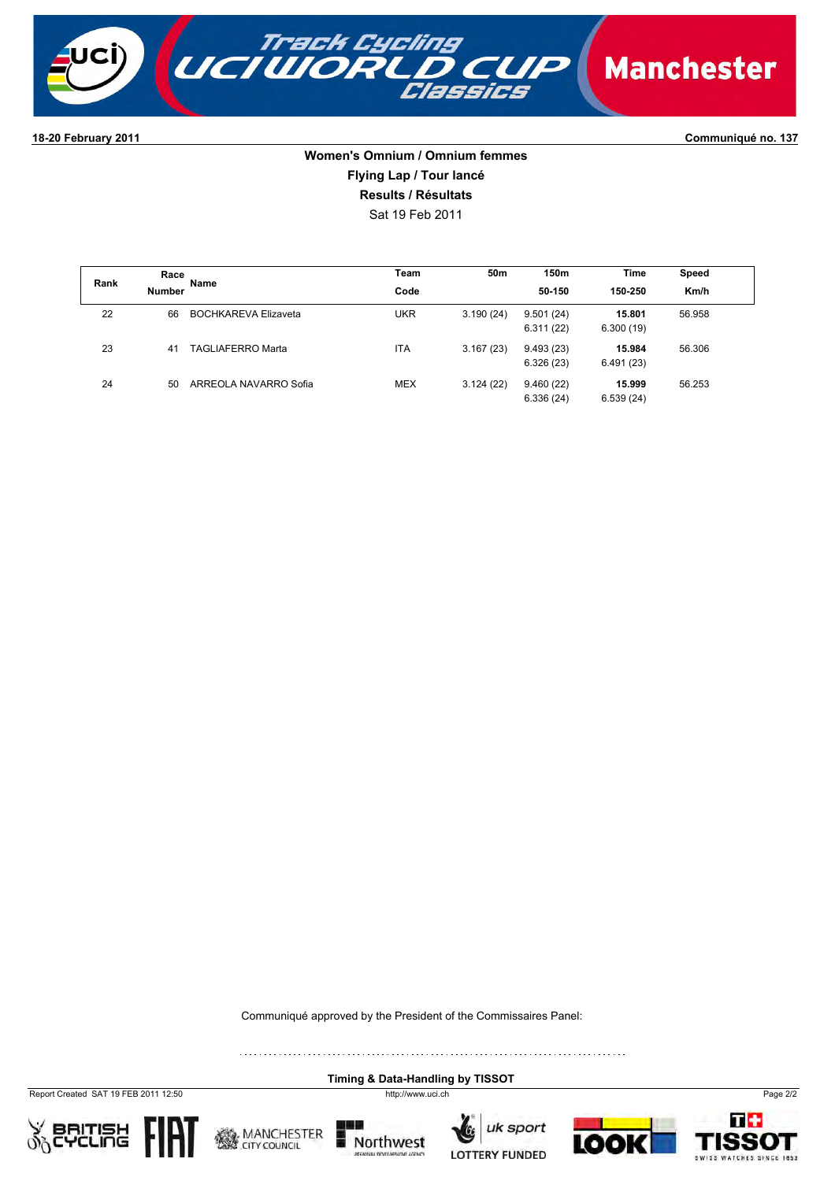18-20 February 2011 Communiqué no. 137

**Women's Omnium / Omnium femmes**

**Flying Lap / Tour lancé**

**Results / Résultats**

Sat 19 Feb 2011

| Rank | Race Number | Name | Team Code | 50m | 150m 50-150 | Time 150-250 | Speed Km/h |
|---|---|---|---|---|---|---|---|
| 22 | 66 | BOCHKAREVA Elizaveta | UKR | 3.190 (24) | 9.501 (24) 6.311 (22) | **15.801** 6.300 (19) | 56.958 |
| 23 | 41 | TAGLIAFERRO Marta | ITA | 3.167 (23) | 9.493 (23) 6.326 (23) | **15.984** 6.491 (23) | 56.306 |
| 24 | 50 | ARREOLA NAVARRO Sofia | MEX | 3.124 (22) | 9.460 (22) 6.336 (24) | **15.999** 6.539 (24) | 56.253 |

Communiqué approved by the President of the Commissaires Panel:

..........................................................................................

**Timing & Data-Handling by TISSOT**

Report Created SAT 19 FEB 2011 12:50 http://www.uci.ch